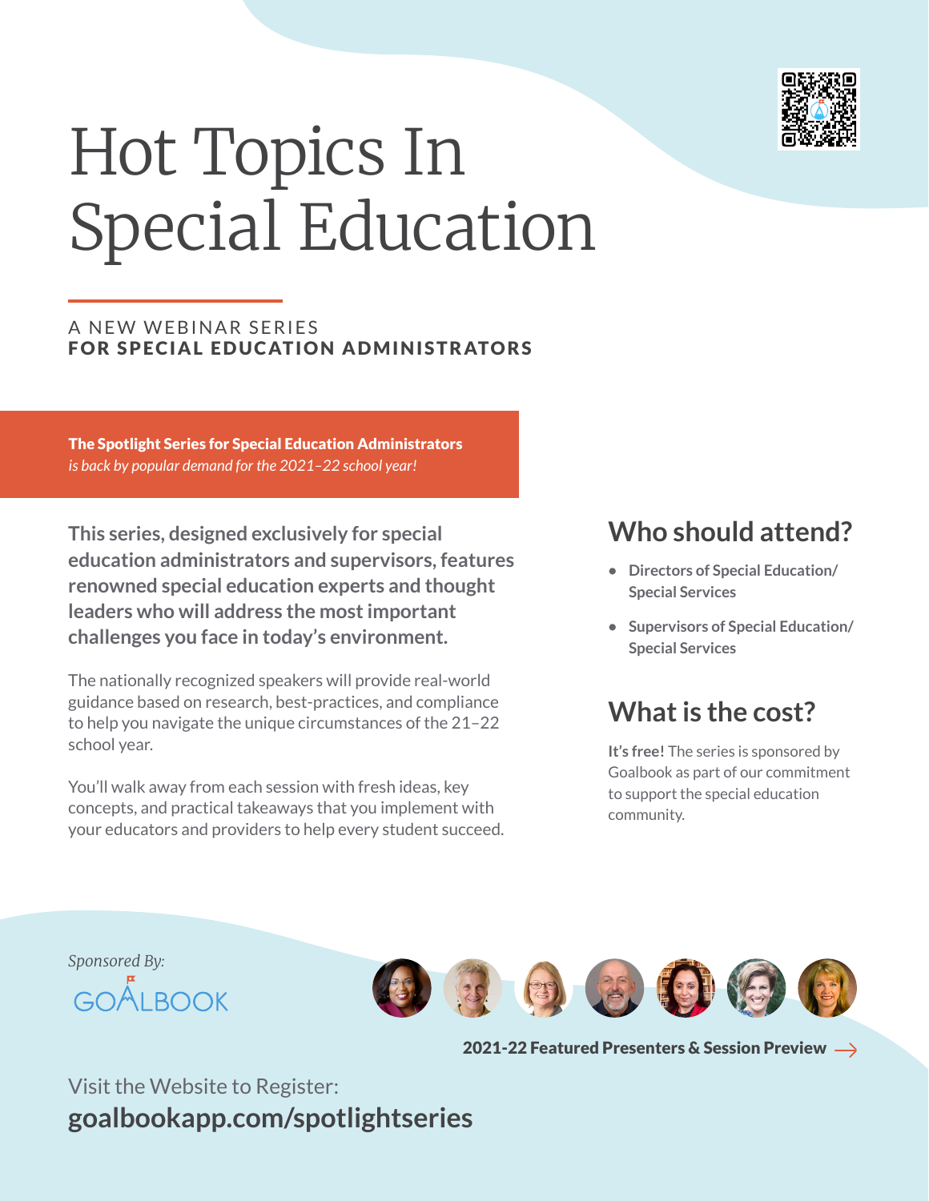# Hot Topics In Special Education

A NEW WEBINAR SERIES
**FOR SPECIAL EDUCATION ADMINISTRATORS**

**The Spotlight Series for Special Education Administrators**
*is back by popular demand for the 2021–22 school year!*

**This series, designed exclusively for special education administrators and supervisors, features renowned special education experts and thought leaders who will address the most important challenges you face in today's environment.**

The nationally recognized speakers will provide real-world guidance based on research, best-practices, and compliance to help you navigate the unique circumstances of the 21–22 school year.

You'll walk away from each session with fresh ideas, key concepts, and practical takeaways that you implement with your educators and providers to help every student succeed.

## Who should attend?

- **Directors of Special Education/ Special Services**
- **Supervisors of Special Education/ Special Services**

## What is the cost?

**It's free!** The series is sponsored by Goalbook as part of our commitment to support the special education community.

*Sponsored By:*
GOALBOOK

**2021-22 Featured Presenters & Session Preview →**

Visit the Website to Register:
**goalbookapp.com/spotlightseries**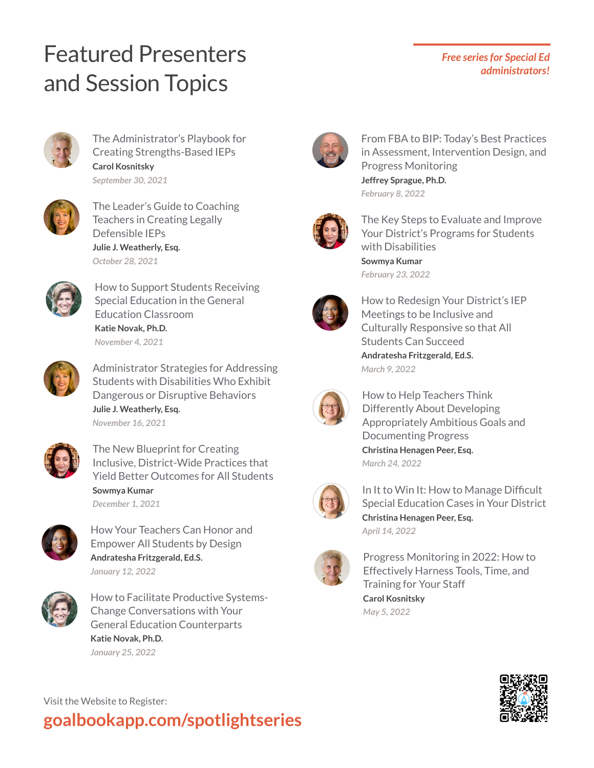# Featured Presenters and Session Topics

*Free series for Special Ed administrators!*

The Administrator's Playbook for Creating Strengths-Based IEPs
**Carol Kosnitsky**
*September 30, 2021*

The Leader's Guide to Coaching Teachers in Creating Legally Defensible IEPs
**Julie J. Weatherly, Esq.**
*October 28, 2021*

How to Support Students Receiving Special Education in the General Education Classroom
**Katie Novak, Ph.D.**
*November 4, 2021*

Administrator Strategies for Addressing Students with Disabilities Who Exhibit Dangerous or Disruptive Behaviors
**Julie J. Weatherly, Esq.**
*November 16, 2021*

The New Blueprint for Creating Inclusive, District-Wide Practices that Yield Better Outcomes for All Students
**Sowmya Kumar**
*December 1, 2021*

How Your Teachers Can Honor and Empower All Students by Design
**Andratesha Fritzgerald, Ed.S.**
*January 12, 2022*

How to Facilitate Productive Systems-Change Conversations with Your General Education Counterparts
**Katie Novak, Ph.D.**
*January 25, 2022*

From FBA to BIP: Today's Best Practices in Assessment, Intervention Design, and Progress Monitoring
**Jeffrey Sprague, Ph.D.**
*February 8, 2022*

The Key Steps to Evaluate and Improve Your District's Programs for Students with Disabilities
**Sowmya Kumar**
*February 23, 2022*

How to Redesign Your District's IEP Meetings to be Inclusive and Culturally Responsive so that All Students Can Succeed
**Andratesha Fritzgerald, Ed.S.**
*March 9, 2022*

How to Help Teachers Think Differently About Developing Appropriately Ambitious Goals and Documenting Progress
**Christina Henagen Peer, Esq.**
*March 24, 2022*

In It to Win It: How to Manage Difficult Special Education Cases in Your District
**Christina Henagen Peer, Esq.**
*April 14, 2022*

Progress Monitoring in 2022: How to Effectively Harness Tools, Time, and Training for Your Staff
**Carol Kosnitsky**
*May 5, 2022*

Visit the Website to Register:

**goalbookapp.com/spotlightseries**